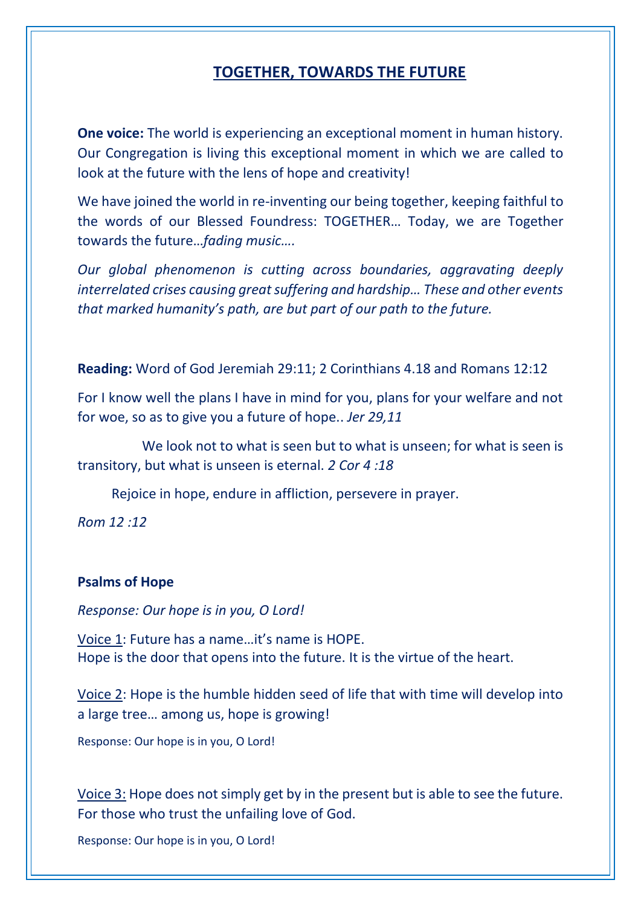# TOGETHER, TOWARDS THE FUTURE

**One voice:** The world is experiencing an exceptional moment in human history. Our Congregation is living this exceptional moment in which we are called to look at the future with the lens of hope and creativity!

We have joined the world in re-inventing our being together, keeping faithful to the words of our Blessed Foundress: TOGETHER… Today, we are Together towards the future…*fading music….*

*Our global phenomenon is cutting across boundaries, aggravating deeply interrelated crises causing great suffering and hardship… These and other events that marked humanity's path, are but part of our path to the future.*

**Reading:** Word of God Jeremiah 29:11; 2 Corinthians 4.18 and Romans 12:12

For I know well the plans I have in mind for you, plans for your welfare and not for woe, so as to give you a future of hope.. *Jer 29,11*

We look not to what is seen but to what is unseen; for what is seen is transitory, but what is unseen is eternal. *2 Cor 4 :18*

Rejoice in hope, endure in affliction, persevere in prayer.

*Rom 12 :12*

**Psalms of Hope**

*Response: Our hope is in you, O Lord!*

Voice 1: Future has a name…it's name is HOPE.
Hope is the door that opens into the future. It is the virtue of the heart.

Voice 2: Hope is the humble hidden seed of life that with time will develop into a large tree… among us, hope is growing!

Response: Our hope is in you, O Lord!

Voice 3: Hope does not simply get by in the present but is able to see the future. For those who trust the unfailing love of God.

Response: Our hope is in you, O Lord!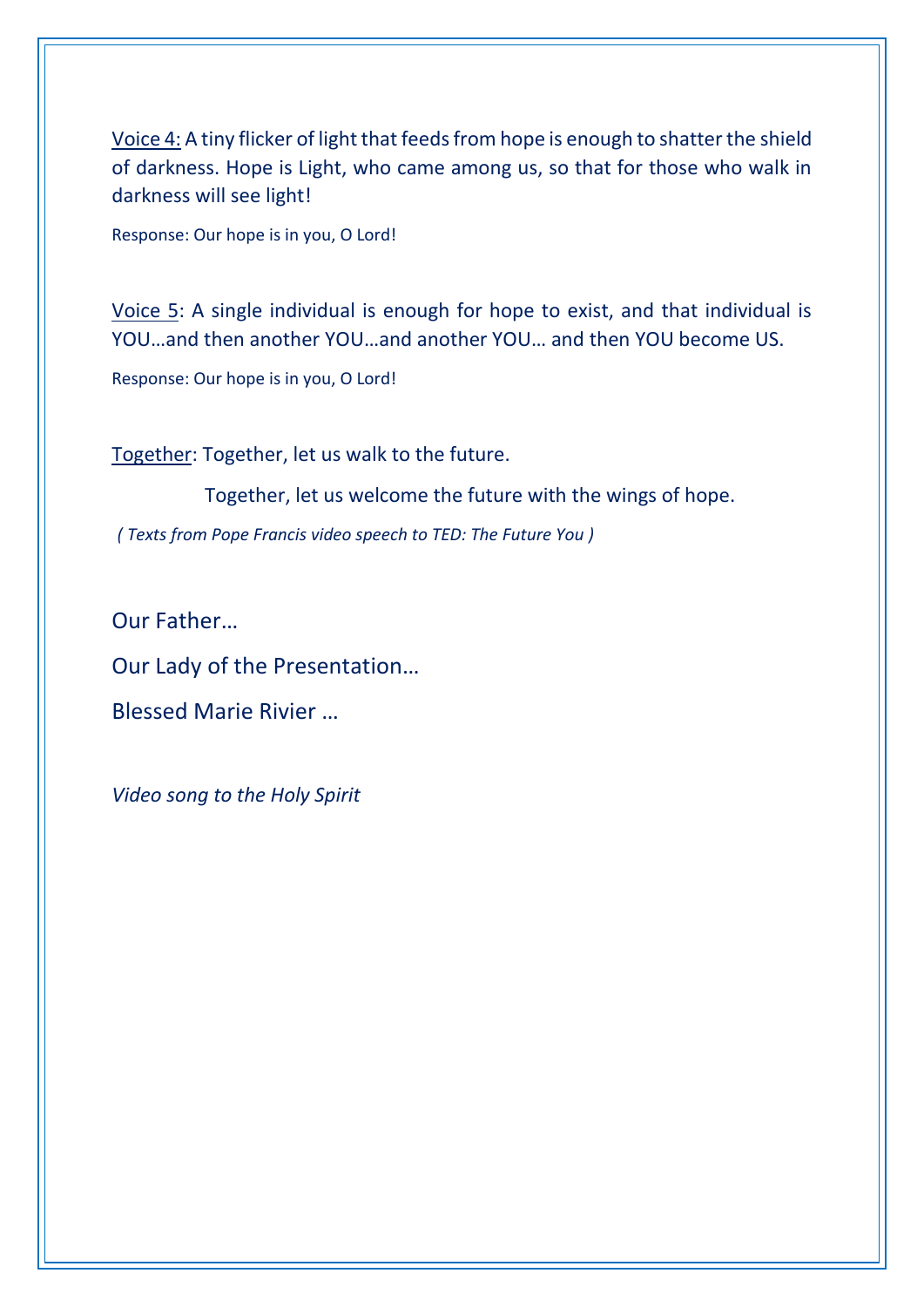<u>Voice 4:</u> A tiny flicker of light that feeds from hope is enough to shatter the shield of darkness. Hope is Light, who came among us, so that for those who walk in darkness will see light!

Response: Our hope is in you, O Lord!

<u>Voice 5</u>: A single individual is enough for hope to exist, and that individual is YOU…and then another YOU…and another YOU… and then YOU become US.

Response: Our hope is in you, O Lord!

<u>Together</u>: Together, let us walk to the future.

Together, let us welcome the future with the wings of hope.

*( Texts from Pope Francis video speech to TED: The Future You )*

Our Father…

Our Lady of the Presentation…

Blessed Marie Rivier …

*Video song to the Holy Spirit*